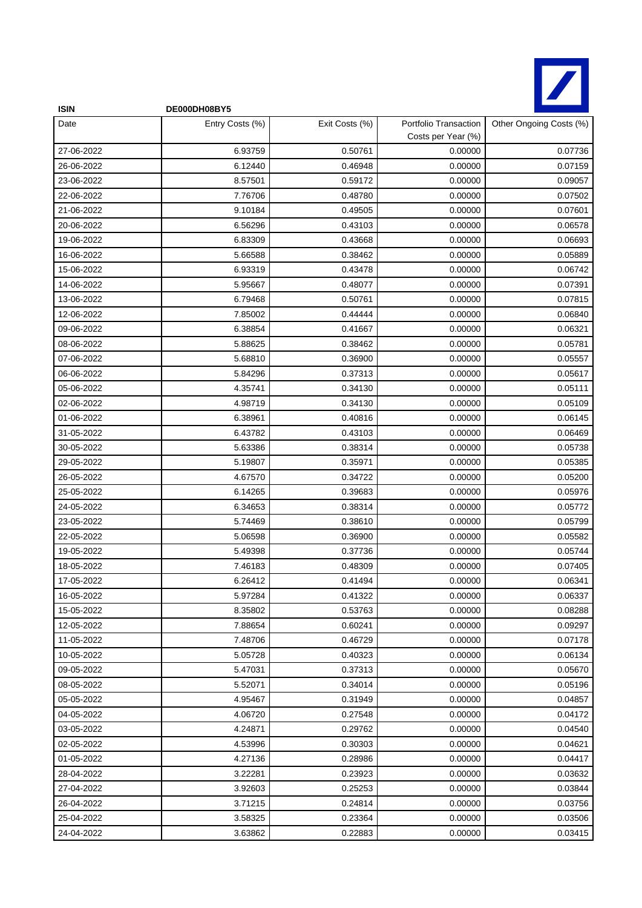**ISIN** DE000DH08BY5

| Date | Entry Costs (%) | Exit Costs (%) | Portfolio Transaction Costs per Year (%) | Other Ongoing Costs (%) |
|---|---|---|---|---|
| 27-06-2022 | 6.93759 | 0.50761 | 0.00000 | 0.07736 |
| 26-06-2022 | 6.12440 | 0.46948 | 0.00000 | 0.07159 |
| 23-06-2022 | 8.57501 | 0.59172 | 0.00000 | 0.09057 |
| 22-06-2022 | 7.76706 | 0.48780 | 0.00000 | 0.07502 |
| 21-06-2022 | 9.10184 | 0.49505 | 0.00000 | 0.07601 |
| 20-06-2022 | 6.56296 | 0.43103 | 0.00000 | 0.06578 |
| 19-06-2022 | 6.83309 | 0.43668 | 0.00000 | 0.06693 |
| 16-06-2022 | 5.66588 | 0.38462 | 0.00000 | 0.05889 |
| 15-06-2022 | 6.93319 | 0.43478 | 0.00000 | 0.06742 |
| 14-06-2022 | 5.95667 | 0.48077 | 0.00000 | 0.07391 |
| 13-06-2022 | 6.79468 | 0.50761 | 0.00000 | 0.07815 |
| 12-06-2022 | 7.85002 | 0.44444 | 0.00000 | 0.06840 |
| 09-06-2022 | 6.38854 | 0.41667 | 0.00000 | 0.06321 |
| 08-06-2022 | 5.88625 | 0.38462 | 0.00000 | 0.05781 |
| 07-06-2022 | 5.68810 | 0.36900 | 0.00000 | 0.05557 |
| 06-06-2022 | 5.84296 | 0.37313 | 0.00000 | 0.05617 |
| 05-06-2022 | 4.35741 | 0.34130 | 0.00000 | 0.05111 |
| 02-06-2022 | 4.98719 | 0.34130 | 0.00000 | 0.05109 |
| 01-06-2022 | 6.38961 | 0.40816 | 0.00000 | 0.06145 |
| 31-05-2022 | 6.43782 | 0.43103 | 0.00000 | 0.06469 |
| 30-05-2022 | 5.63386 | 0.38314 | 0.00000 | 0.05738 |
| 29-05-2022 | 5.19807 | 0.35971 | 0.00000 | 0.05385 |
| 26-05-2022 | 4.67570 | 0.34722 | 0.00000 | 0.05200 |
| 25-05-2022 | 6.14265 | 0.39683 | 0.00000 | 0.05976 |
| 24-05-2022 | 6.34653 | 0.38314 | 0.00000 | 0.05772 |
| 23-05-2022 | 5.74469 | 0.38610 | 0.00000 | 0.05799 |
| 22-05-2022 | 5.06598 | 0.36900 | 0.00000 | 0.05582 |
| 19-05-2022 | 5.49398 | 0.37736 | 0.00000 | 0.05744 |
| 18-05-2022 | 7.46183 | 0.48309 | 0.00000 | 0.07405 |
| 17-05-2022 | 6.26412 | 0.41494 | 0.00000 | 0.06341 |
| 16-05-2022 | 5.97284 | 0.41322 | 0.00000 | 0.06337 |
| 15-05-2022 | 8.35802 | 0.53763 | 0.00000 | 0.08288 |
| 12-05-2022 | 7.88654 | 0.60241 | 0.00000 | 0.09297 |
| 11-05-2022 | 7.48706 | 0.46729 | 0.00000 | 0.07178 |
| 10-05-2022 | 5.05728 | 0.40323 | 0.00000 | 0.06134 |
| 09-05-2022 | 5.47031 | 0.37313 | 0.00000 | 0.05670 |
| 08-05-2022 | 5.52071 | 0.34014 | 0.00000 | 0.05196 |
| 05-05-2022 | 4.95467 | 0.31949 | 0.00000 | 0.04857 |
| 04-05-2022 | 4.06720 | 0.27548 | 0.00000 | 0.04172 |
| 03-05-2022 | 4.24871 | 0.29762 | 0.00000 | 0.04540 |
| 02-05-2022 | 4.53996 | 0.30303 | 0.00000 | 0.04621 |
| 01-05-2022 | 4.27136 | 0.28986 | 0.00000 | 0.04417 |
| 28-04-2022 | 3.22281 | 0.23923 | 0.00000 | 0.03632 |
| 27-04-2022 | 3.92603 | 0.25253 | 0.00000 | 0.03844 |
| 26-04-2022 | 3.71215 | 0.24814 | 0.00000 | 0.03756 |
| 25-04-2022 | 3.58325 | 0.23364 | 0.00000 | 0.03506 |
| 24-04-2022 | 3.63862 | 0.22883 | 0.00000 | 0.03415 |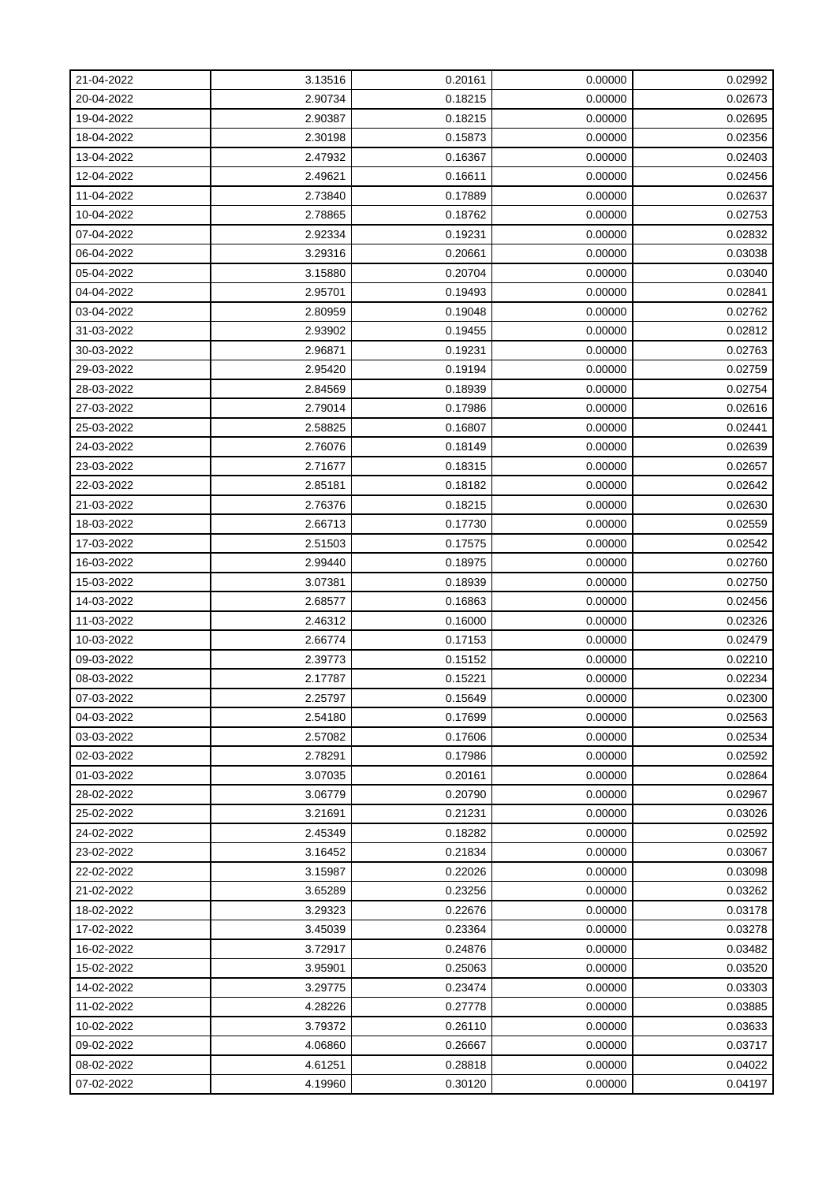| | | | | |
|---|---|---|---|---|
| 21-04-2022 | 3.13516 | 0.20161 | 0.00000 | 0.02992 |
| 20-04-2022 | 2.90734 | 0.18215 | 0.00000 | 0.02673 |
| 19-04-2022 | 2.90387 | 0.18215 | 0.00000 | 0.02695 |
| 18-04-2022 | 2.30198 | 0.15873 | 0.00000 | 0.02356 |
| 13-04-2022 | 2.47932 | 0.16367 | 0.00000 | 0.02403 |
| 12-04-2022 | 2.49621 | 0.16611 | 0.00000 | 0.02456 |
| 11-04-2022 | 2.73840 | 0.17889 | 0.00000 | 0.02637 |
| 10-04-2022 | 2.78865 | 0.18762 | 0.00000 | 0.02753 |
| 07-04-2022 | 2.92334 | 0.19231 | 0.00000 | 0.02832 |
| 06-04-2022 | 3.29316 | 0.20661 | 0.00000 | 0.03038 |
| 05-04-2022 | 3.15880 | 0.20704 | 0.00000 | 0.03040 |
| 04-04-2022 | 2.95701 | 0.19493 | 0.00000 | 0.02841 |
| 03-04-2022 | 2.80959 | 0.19048 | 0.00000 | 0.02762 |
| 31-03-2022 | 2.93902 | 0.19455 | 0.00000 | 0.02812 |
| 30-03-2022 | 2.96871 | 0.19231 | 0.00000 | 0.02763 |
| 29-03-2022 | 2.95420 | 0.19194 | 0.00000 | 0.02759 |
| 28-03-2022 | 2.84569 | 0.18939 | 0.00000 | 0.02754 |
| 27-03-2022 | 2.79014 | 0.17986 | 0.00000 | 0.02616 |
| 25-03-2022 | 2.58825 | 0.16807 | 0.00000 | 0.02441 |
| 24-03-2022 | 2.76076 | 0.18149 | 0.00000 | 0.02639 |
| 23-03-2022 | 2.71677 | 0.18315 | 0.00000 | 0.02657 |
| 22-03-2022 | 2.85181 | 0.18182 | 0.00000 | 0.02642 |
| 21-03-2022 | 2.76376 | 0.18215 | 0.00000 | 0.02630 |
| 18-03-2022 | 2.66713 | 0.17730 | 0.00000 | 0.02559 |
| 17-03-2022 | 2.51503 | 0.17575 | 0.00000 | 0.02542 |
| 16-03-2022 | 2.99440 | 0.18975 | 0.00000 | 0.02760 |
| 15-03-2022 | 3.07381 | 0.18939 | 0.00000 | 0.02750 |
| 14-03-2022 | 2.68577 | 0.16863 | 0.00000 | 0.02456 |
| 11-03-2022 | 2.46312 | 0.16000 | 0.00000 | 0.02326 |
| 10-03-2022 | 2.66774 | 0.17153 | 0.00000 | 0.02479 |
| 09-03-2022 | 2.39773 | 0.15152 | 0.00000 | 0.02210 |
| 08-03-2022 | 2.17787 | 0.15221 | 0.00000 | 0.02234 |
| 07-03-2022 | 2.25797 | 0.15649 | 0.00000 | 0.02300 |
| 04-03-2022 | 2.54180 | 0.17699 | 0.00000 | 0.02563 |
| 03-03-2022 | 2.57082 | 0.17606 | 0.00000 | 0.02534 |
| 02-03-2022 | 2.78291 | 0.17986 | 0.00000 | 0.02592 |
| 01-03-2022 | 3.07035 | 0.20161 | 0.00000 | 0.02864 |
| 28-02-2022 | 3.06779 | 0.20790 | 0.00000 | 0.02967 |
| 25-02-2022 | 3.21691 | 0.21231 | 0.00000 | 0.03026 |
| 24-02-2022 | 2.45349 | 0.18282 | 0.00000 | 0.02592 |
| 23-02-2022 | 3.16452 | 0.21834 | 0.00000 | 0.03067 |
| 22-02-2022 | 3.15987 | 0.22026 | 0.00000 | 0.03098 |
| 21-02-2022 | 3.65289 | 0.23256 | 0.00000 | 0.03262 |
| 18-02-2022 | 3.29323 | 0.22676 | 0.00000 | 0.03178 |
| 17-02-2022 | 3.45039 | 0.23364 | 0.00000 | 0.03278 |
| 16-02-2022 | 3.72917 | 0.24876 | 0.00000 | 0.03482 |
| 15-02-2022 | 3.95901 | 0.25063 | 0.00000 | 0.03520 |
| 14-02-2022 | 3.29775 | 0.23474 | 0.00000 | 0.03303 |
| 11-02-2022 | 4.28226 | 0.27778 | 0.00000 | 0.03885 |
| 10-02-2022 | 3.79372 | 0.26110 | 0.00000 | 0.03633 |
| 09-02-2022 | 4.06860 | 0.26667 | 0.00000 | 0.03717 |
| 08-02-2022 | 4.61251 | 0.28818 | 0.00000 | 0.04022 |
| 07-02-2022 | 4.19960 | 0.30120 | 0.00000 | 0.04197 |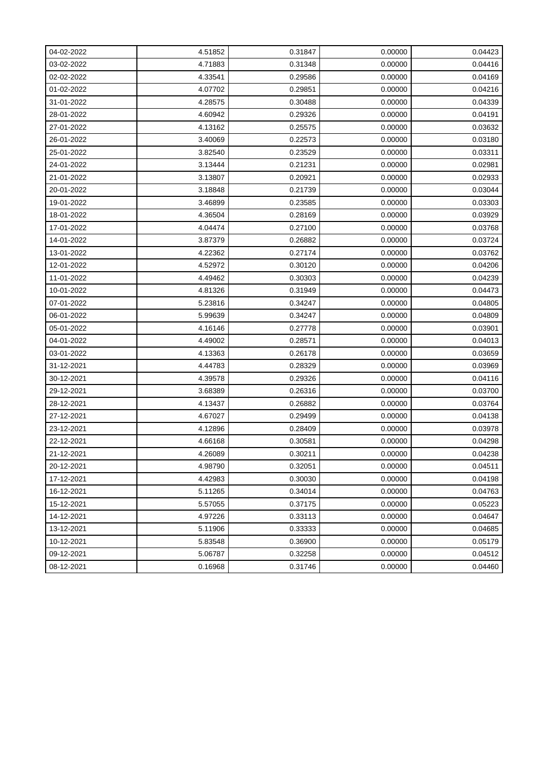| | | | | |
|---|---|---|---|---|
| 04-02-2022 | 4.51852 | 0.31847 | 0.00000 | 0.04423 |
| 03-02-2022 | 4.71883 | 0.31348 | 0.00000 | 0.04416 |
| 02-02-2022 | 4.33541 | 0.29586 | 0.00000 | 0.04169 |
| 01-02-2022 | 4.07702 | 0.29851 | 0.00000 | 0.04216 |
| 31-01-2022 | 4.28575 | 0.30488 | 0.00000 | 0.04339 |
| 28-01-2022 | 4.60942 | 0.29326 | 0.00000 | 0.04191 |
| 27-01-2022 | 4.13162 | 0.25575 | 0.00000 | 0.03632 |
| 26-01-2022 | 3.40069 | 0.22573 | 0.00000 | 0.03180 |
| 25-01-2022 | 3.82540 | 0.23529 | 0.00000 | 0.03311 |
| 24-01-2022 | 3.13444 | 0.21231 | 0.00000 | 0.02981 |
| 21-01-2022 | 3.13807 | 0.20921 | 0.00000 | 0.02933 |
| 20-01-2022 | 3.18848 | 0.21739 | 0.00000 | 0.03044 |
| 19-01-2022 | 3.46899 | 0.23585 | 0.00000 | 0.03303 |
| 18-01-2022 | 4.36504 | 0.28169 | 0.00000 | 0.03929 |
| 17-01-2022 | 4.04474 | 0.27100 | 0.00000 | 0.03768 |
| 14-01-2022 | 3.87379 | 0.26882 | 0.00000 | 0.03724 |
| 13-01-2022 | 4.22362 | 0.27174 | 0.00000 | 0.03762 |
| 12-01-2022 | 4.52972 | 0.30120 | 0.00000 | 0.04206 |
| 11-01-2022 | 4.49462 | 0.30303 | 0.00000 | 0.04239 |
| 10-01-2022 | 4.81326 | 0.31949 | 0.00000 | 0.04473 |
| 07-01-2022 | 5.23816 | 0.34247 | 0.00000 | 0.04805 |
| 06-01-2022 | 5.99639 | 0.34247 | 0.00000 | 0.04809 |
| 05-01-2022 | 4.16146 | 0.27778 | 0.00000 | 0.03901 |
| 04-01-2022 | 4.49002 | 0.28571 | 0.00000 | 0.04013 |
| 03-01-2022 | 4.13363 | 0.26178 | 0.00000 | 0.03659 |
| 31-12-2021 | 4.44783 | 0.28329 | 0.00000 | 0.03969 |
| 30-12-2021 | 4.39578 | 0.29326 | 0.00000 | 0.04116 |
| 29-12-2021 | 3.68389 | 0.26316 | 0.00000 | 0.03700 |
| 28-12-2021 | 4.13437 | 0.26882 | 0.00000 | 0.03764 |
| 27-12-2021 | 4.67027 | 0.29499 | 0.00000 | 0.04138 |
| 23-12-2021 | 4.12896 | 0.28409 | 0.00000 | 0.03978 |
| 22-12-2021 | 4.66168 | 0.30581 | 0.00000 | 0.04298 |
| 21-12-2021 | 4.26089 | 0.30211 | 0.00000 | 0.04238 |
| 20-12-2021 | 4.98790 | 0.32051 | 0.00000 | 0.04511 |
| 17-12-2021 | 4.42983 | 0.30030 | 0.00000 | 0.04198 |
| 16-12-2021 | 5.11265 | 0.34014 | 0.00000 | 0.04763 |
| 15-12-2021 | 5.57055 | 0.37175 | 0.00000 | 0.05223 |
| 14-12-2021 | 4.97226 | 0.33113 | 0.00000 | 0.04647 |
| 13-12-2021 | 5.11906 | 0.33333 | 0.00000 | 0.04685 |
| 10-12-2021 | 5.83548 | 0.36900 | 0.00000 | 0.05179 |
| 09-12-2021 | 5.06787 | 0.32258 | 0.00000 | 0.04512 |
| 08-12-2021 | 0.16968 | 0.31746 | 0.00000 | 0.04460 |